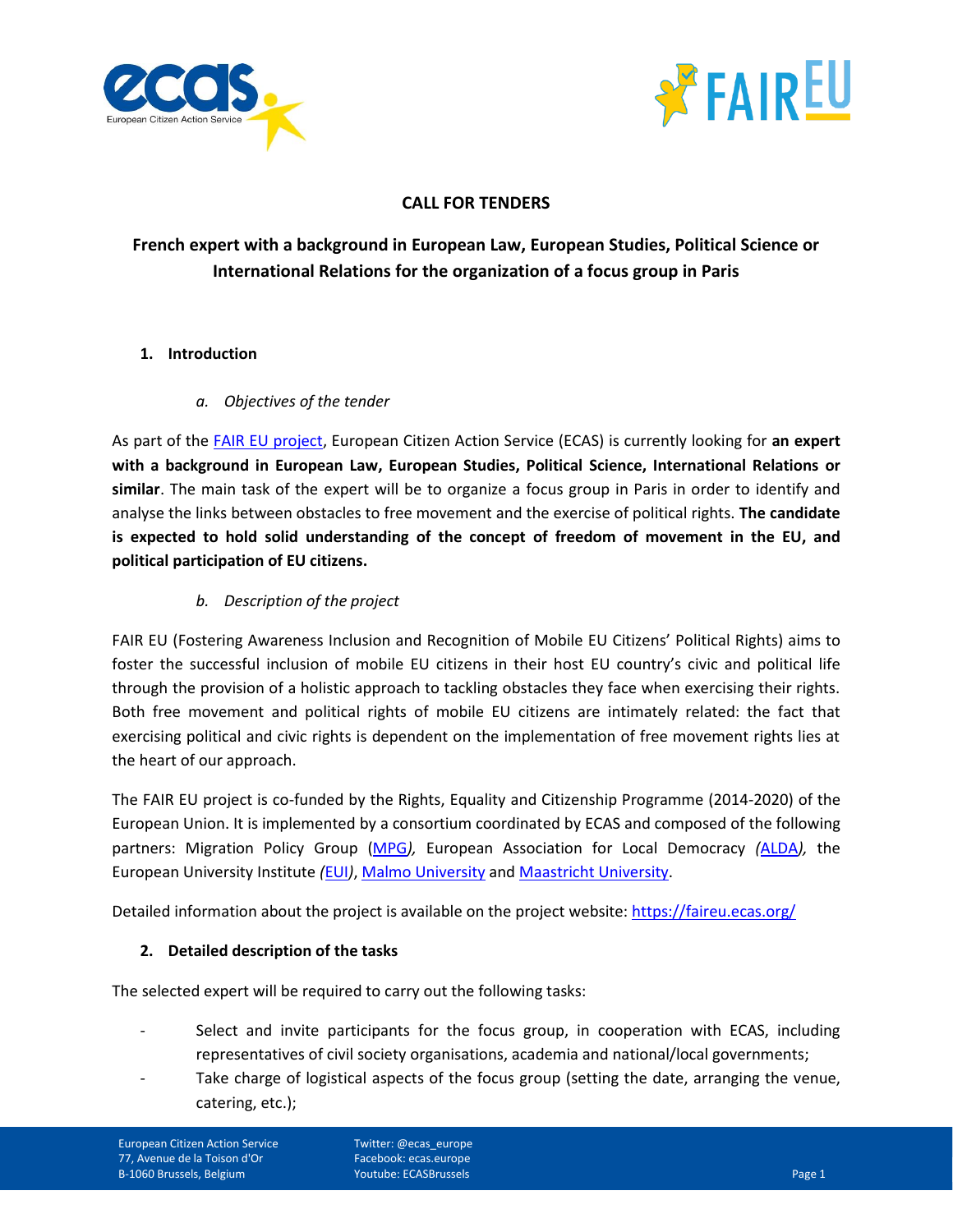**CALL FOR TENDERS**

**French expert with a background in European Law, European Studies, Political Science or International Relations for the organization of a focus group in Paris**

## 1. Introduction

### *a. Objectives of the tender*

As part of the FAIR EU project, European Citizen Action Service (ECAS) is currently looking for **an expert with a background in European Law, European Studies, Political Science, International Relations or similar**. The main task of the expert will be to organize a focus group in Paris in order to identify and analyse the links between obstacles to free movement and the exercise of political rights. **The candidate is expected to hold solid understanding of the concept of freedom of movement in the EU, and political participation of EU citizens.**

### *b. Description of the project*

FAIR EU (Fostering Awareness Inclusion and Recognition of Mobile EU Citizens' Political Rights) aims to foster the successful inclusion of mobile EU citizens in their host EU country's civic and political life through the provision of a holistic approach to tackling obstacles they face when exercising their rights. Both free movement and political rights of mobile EU citizens are intimately related: the fact that exercising political and civic rights is dependent on the implementation of free movement rights lies at the heart of our approach.

The FAIR EU project is co-funded by the Rights, Equality and Citizenship Programme (2014-2020) of the European Union. It is implemented by a consortium coordinated by ECAS and composed of the following partners: Migration Policy Group (*MPG*), European Association for Local Democracy (*ALDA*), the European University Institute (*EUI*), Malmo University and Maastricht University.

Detailed information about the project is available on the project website: https://faireu.ecas.org/

## 2. Detailed description of the tasks

The selected expert will be required to carry out the following tasks:

- Select and invite participants for the focus group, in cooperation with ECAS, including representatives of civil society organisations, academia and national/local governments;
- Take charge of logistical aspects of the focus group (setting the date, arranging the venue, catering, etc.);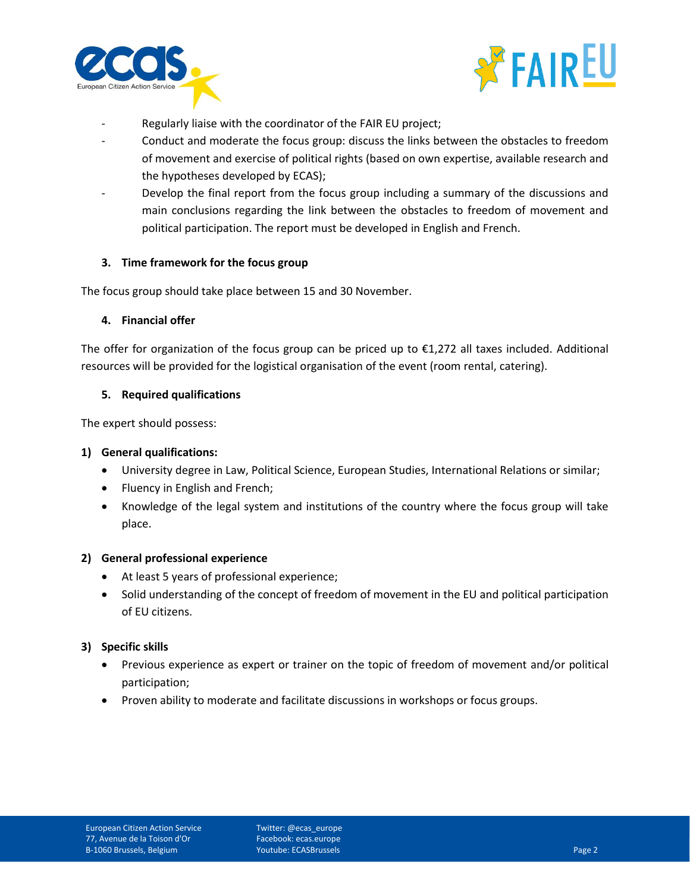- Regularly liaise with the coordinator of the FAIR EU project;
- Conduct and moderate the focus group: discuss the links between the obstacles to freedom of movement and exercise of political rights (based on own expertise, available research and the hypotheses developed by ECAS);
- Develop the final report from the focus group including a summary of the discussions and main conclusions regarding the link between the obstacles to freedom of movement and political participation. The report must be developed in English and French.

### 3. Time framework for the focus group

The focus group should take place between 15 and 30 November.

### 4. Financial offer

The offer for organization of the focus group can be priced up to €1,272 all taxes included. Additional resources will be provided for the logistical organisation of the event (room rental, catering).

### 5. Required qualifications

The expert should possess:

**1) General qualifications:**

- University degree in Law, Political Science, European Studies, International Relations or similar;
- Fluency in English and French;
- Knowledge of the legal system and institutions of the country where the focus group will take place.

**2) General professional experience**

- At least 5 years of professional experience;
- Solid understanding of the concept of freedom of movement in the EU and political participation of EU citizens.

**3) Specific skills**

- Previous experience as expert or trainer on the topic of freedom of movement and/or political participation;
- Proven ability to moderate and facilitate discussions in workshops or focus groups.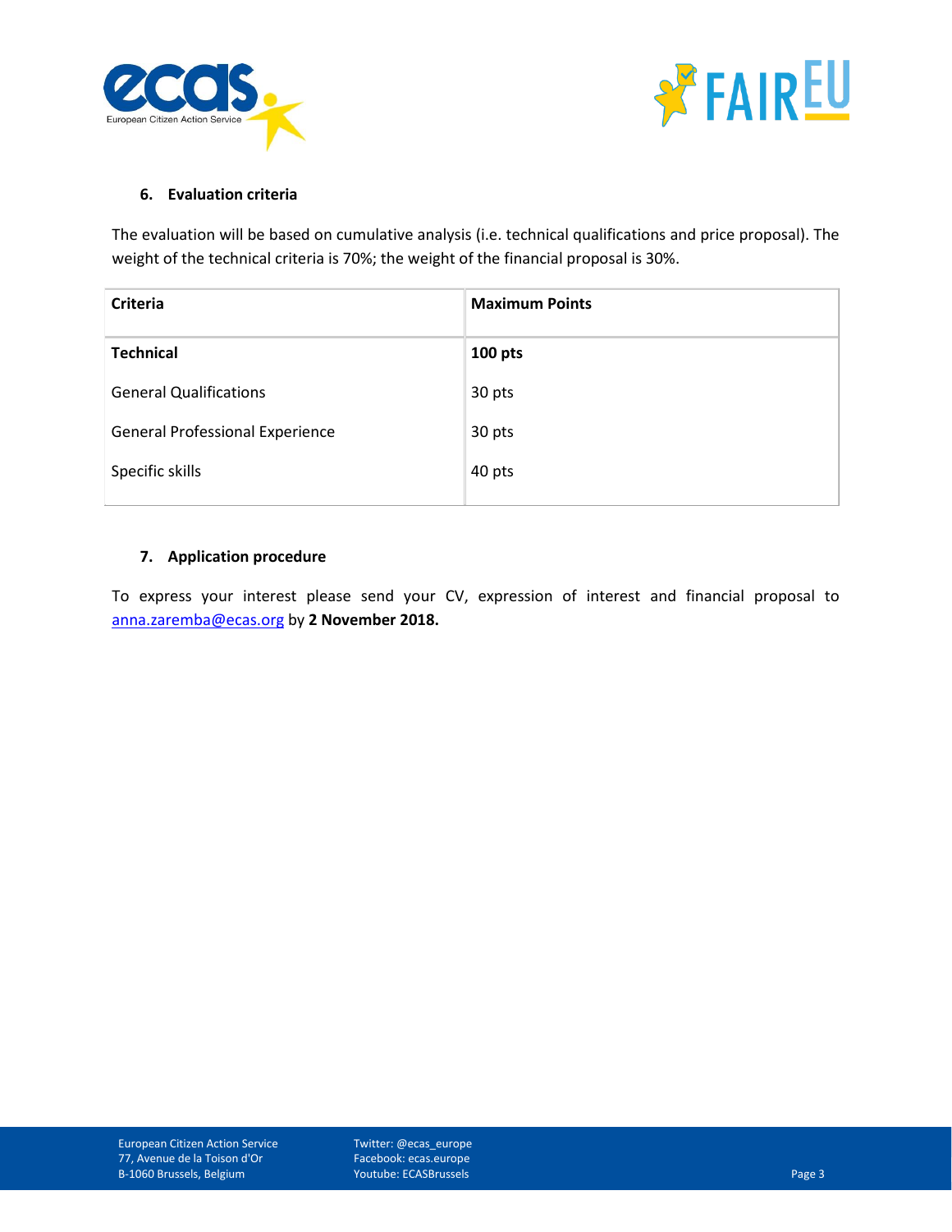## 6. Evaluation criteria

The evaluation will be based on cumulative analysis (i.e. technical qualifications and price proposal). The weight of the technical criteria is 70%; the weight of the financial proposal is 30%.

| Criteria | Maximum Points |
|---|---|
| **Technical** | **100 pts** |
| General Qualifications | 30 pts |
| General Professional Experience | 30 pts |
| Specific skills | 40 pts |

## 7. Application procedure

To express your interest please send your CV, expression of interest and financial proposal to anna.zaremba@ecas.org by **2 November 2018.**